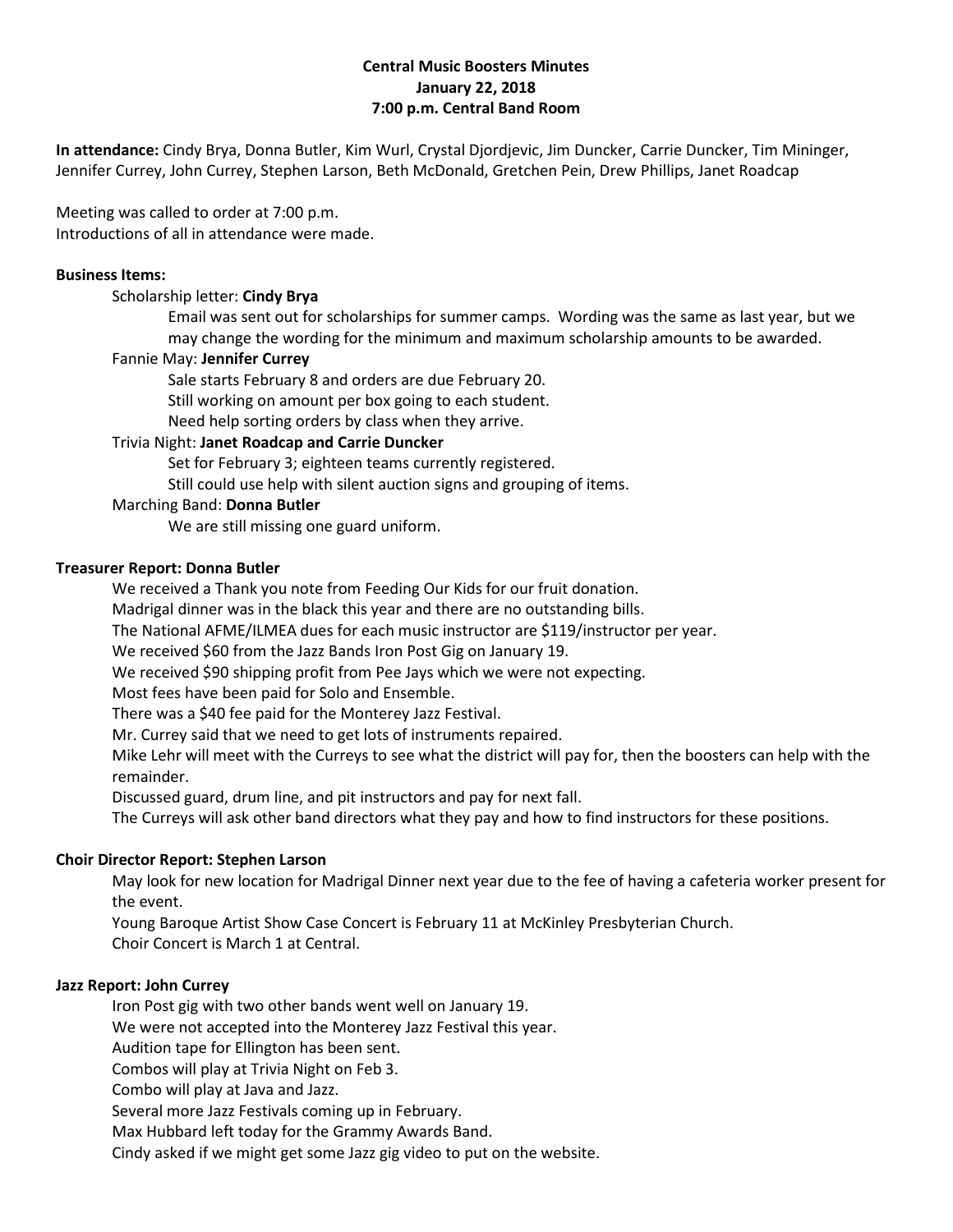**Central Music Boosters Minutes**
**January 22, 2018**
**7:00 p.m. Central Band Room**

**In attendance:** Cindy Brya, Donna Butler, Kim Wurl, Crystal Djordjevic, Jim Duncker, Carrie Duncker, Tim Mininger, Jennifer Currey, John Currey, Stephen Larson, Beth McDonald, Gretchen Pein, Drew Phillips, Janet Roadcap

Meeting was called to order at 7:00 p.m.
Introductions of all in attendance were made.

**Business Items:**

Scholarship letter: **Cindy Brya**

Email was sent out for scholarships for summer camps. Wording was the same as last year, but we may change the wording for the minimum and maximum scholarship amounts to be awarded.

Fannie May: **Jennifer Currey**

Sale starts February 8 and orders are due February 20.
Still working on amount per box going to each student.
Need help sorting orders by class when they arrive.

Trivia Night: **Janet Roadcap and Carrie Duncker**

Set for February 3; eighteen teams currently registered.
Still could use help with silent auction signs and grouping of items.

Marching Band: **Donna Butler**

We are still missing one guard uniform.

**Treasurer Report: Donna Butler**

We received a Thank you note from Feeding Our Kids for our fruit donation.
Madrigal dinner was in the black this year and there are no outstanding bills.
The National AFME/ILMEA dues for each music instructor are $119/instructor per year.
We received $60 from the Jazz Bands Iron Post Gig on January 19.
We received $90 shipping profit from Pee Jays which we were not expecting.
Most fees have been paid for Solo and Ensemble.
There was a $40 fee paid for the Monterey Jazz Festival.
Mr. Currey said that we need to get lots of instruments repaired.
Mike Lehr will meet with the Curreys to see what the district will pay for, then the boosters can help with the remainder.
Discussed guard, drum line, and pit instructors and pay for next fall.
The Curreys will ask other band directors what they pay and how to find instructors for these positions.

**Choir Director Report: Stephen Larson**

May look for new location for Madrigal Dinner next year due to the fee of having a cafeteria worker present for the event.
Young Baroque Artist Show Case Concert is February 11 at McKinley Presbyterian Church.
Choir Concert is March 1 at Central.

**Jazz Report: John Currey**

Iron Post gig with two other bands went well on January 19.
We were not accepted into the Monterey Jazz Festival this year.
Audition tape for Ellington has been sent.
Combos will play at Trivia Night on Feb 3.
Combo will play at Java and Jazz.
Several more Jazz Festivals coming up in February.
Max Hubbard left today for the Grammy Awards Band.
Cindy asked if we might get some Jazz gig video to put on the website.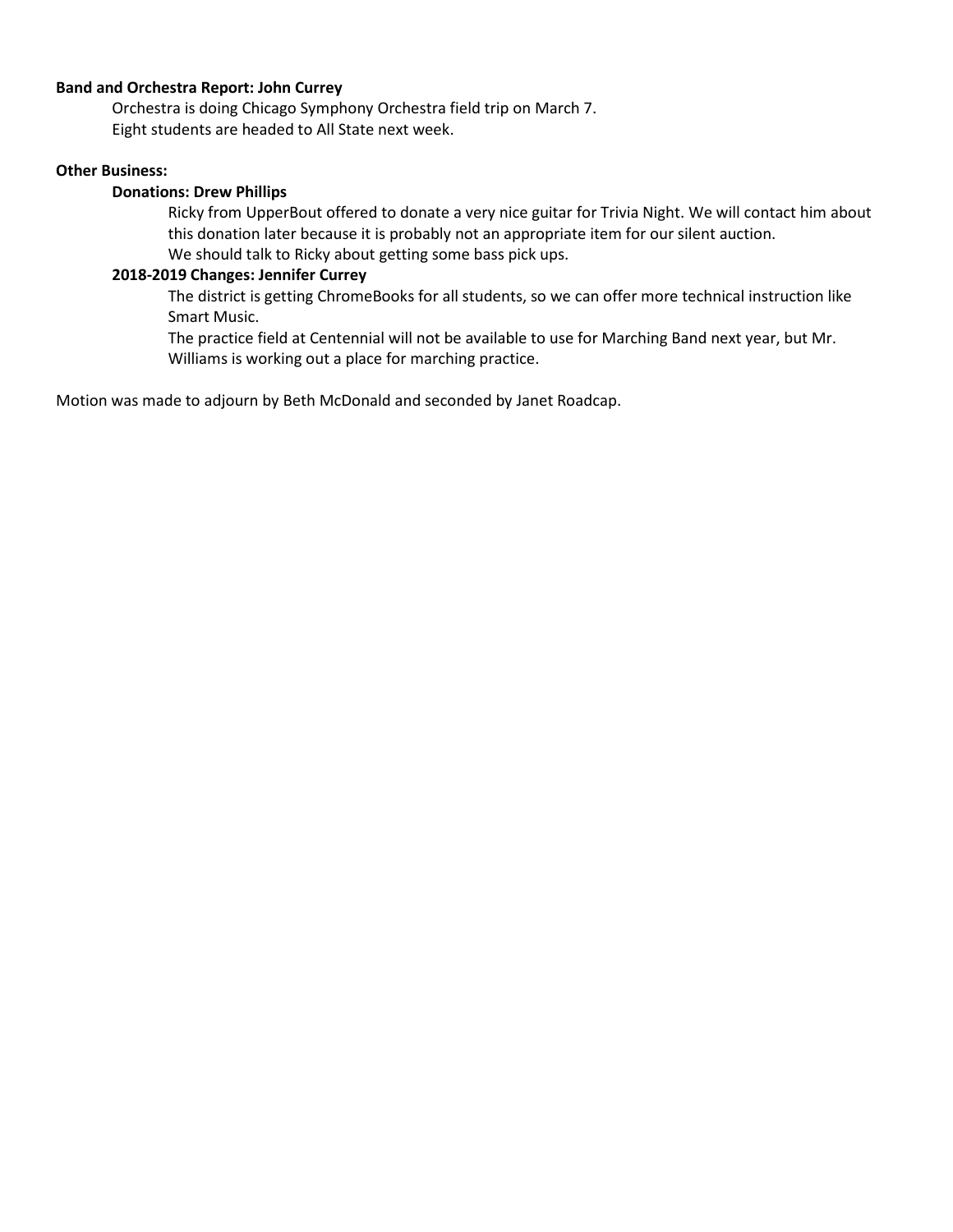**Band and Orchestra Report: John Currey**

Orchestra is doing Chicago Symphony Orchestra field trip on March 7.
Eight students are headed to All State next week.

**Other Business:**

**Donations: Drew Phillips**

Ricky from UpperBout offered to donate a very nice guitar for Trivia Night. We will contact him about this donation later because it is probably not an appropriate item for our silent auction.
We should talk to Ricky about getting some bass pick ups.

**2018-2019 Changes: Jennifer Currey**

The district is getting ChromeBooks for all students, so we can offer more technical instruction like Smart Music.
The practice field at Centennial will not be available to use for Marching Band next year, but Mr. Williams is working out a place for marching practice.

Motion was made to adjourn by Beth McDonald and seconded by Janet Roadcap.